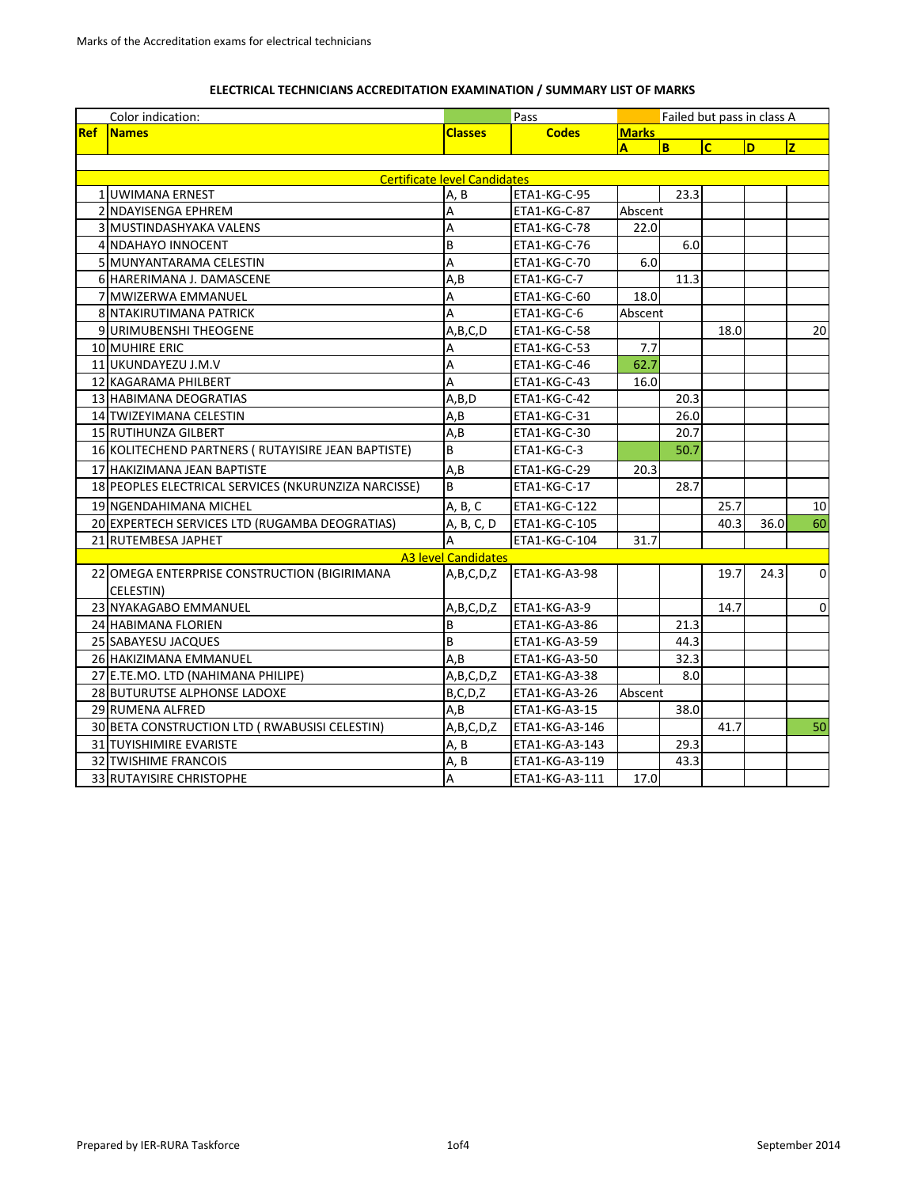**ELECTRICAL TECHNICIANS ACCREDITATION EXAMINATION / SUMMARY LIST OF MARKS**

| Color indication: | | | Pass | Failed but pass in class A | | | | |
|---|---|---|---|---|---|---|---|---|
| **Ref** | **Names** | **Classes** | **Codes** | **Marks** | | | | |
| | | | | **A** | **B** | **C** | **D** | **Z** |
| | **Certificate level Candidates** | | | | | | | |
| 1 | UWIMANA ERNEST | A, B | ETA1-KG-C-95 | | 23.3 | | | |
| 2 | NDAYISENGA EPHREM | A | ETA1-KG-C-87 | Abscent | | | | |
| 3 | MUSTINDASHYAKA VALENS | A | ETA1-KG-C-78 | 22.0 | | | | |
| 4 | NDAHAYO INNOCENT | B | ETA1-KG-C-76 | | 6.0 | | | |
| 5 | MUNYANTARAMA CELESTIN | A | ETA1-KG-C-70 | 6.0 | | | | |
| 6 | HARERIMANA J. DAMASCENE | A,B | ETA1-KG-C-7 | | 11.3 | | | |
| 7 | MWIZERWA EMMANUEL | A | ETA1-KG-C-60 | 18.0 | | | | |
| 8 | NTAKIRUTIMANA PATRICK | A | ETA1-KG-C-6 | Abscent | | | | |
| 9 | URIMUBENSHI THEOGENE | A,B,C,D | ETA1-KG-C-58 | | | 18.0 | | 20 |
| 10 | MUHIRE ERIC | A | ETA1-KG-C-53 | 7.7 | | | | |
| 11 | UKUNDAYEZU J.M.V | A | ETA1-KG-C-46 | 62.7 | | | | |
| 12 | KAGARAMA PHILBERT | A | ETA1-KG-C-43 | 16.0 | | | | |
| 13 | HABIMANA DEOGRATIAS | A,B,D | ETA1-KG-C-42 | | 20.3 | | | |
| 14 | TWIZEYIMANA CELESTIN | A,B | ETA1-KG-C-31 | | 26.0 | | | |
| 15 | RUTIHUNZA GILBERT | A,B | ETA1-KG-C-30 | | 20.7 | | | |
| 16 | KOLITECHEND PARTNERS ( RUTAYISIRE JEAN BAPTISTE) | B | ETA1-KG-C-3 | | 50.7 | | | |
| 17 | HAKIZIMANA JEAN BAPTISTE | A,B | ETA1-KG-C-29 | 20.3 | | | | |
| 18 | PEOPLES ELECTRICAL SERVICES (NKURUNZIZA NARCISSE) | B | ETA1-KG-C-17 | | 28.7 | | | |
| 19 | NGENDAHIMANA MICHEL | A, B, C | ETA1-KG-C-122 | | | 25.7 | | 10 |
| 20 | EXPERTECH SERVICES LTD (RUGAMBA DEOGRATIAS) | A, B, C, D | ETA1-KG-C-105 | | | 40.3 | 36.0 | 60 |
| 21 | RUTEMBESA JAPHET | A | ETA1-KG-C-104 | 31.7 | | | | |
| | **A3 level Candidates** | | | | | | | |
| 22 | OMEGA ENTERPRISE CONSTRUCTION (BIGIRIMANA CELESTIN) | A,B,C,D,Z | ETA1-KG-A3-98 | | | 19.7 | 24.3 | 0 |
| 23 | NYAKAGABO EMMANUEL | A,B,C,D,Z | ETA1-KG-A3-9 | | | 14.7 | | 0 |
| 24 | HABIMANA FLORIEN | B | ETA1-KG-A3-86 | | 21.3 | | | |
| 25 | SABAYESU JACQUES | B | ETA1-KG-A3-59 | | 44.3 | | | |
| 26 | HAKIZIMANA EMMANUEL | A,B | ETA1-KG-A3-50 | | 32.3 | | | |
| 27 | E.TE.MO. LTD (NAHIMANA PHILIPE) | A,B,C,D,Z | ETA1-KG-A3-38 | | 8.0 | | | |
| 28 | BUTURUTSE ALPHONSE LADOXE | B,C,D,Z | ETA1-KG-A3-26 | Abscent | | | | |
| 29 | RUMENA ALFRED | A,B | ETA1-KG-A3-15 | | 38.0 | | | |
| 30 | BETA CONSTRUCTION LTD ( RWABUSISI CELESTIN) | A,B,C,D,Z | ETA1-KG-A3-146 | | | 41.7 | | 50 |
| 31 | TUYISHIMIRE EVARISTE | A, B | ETA1-KG-A3-143 | | 29.3 | | | |
| 32 | TWISHIME FRANCOIS | A, B | ETA1-KG-A3-119 | | 43.3 | | | |
| 33 | RUTAYISIRE CHRISTOPHE | A | ETA1-KG-A3-111 | 17.0 | | | | |

Prepared by IER-RURA Taskforce

September 2014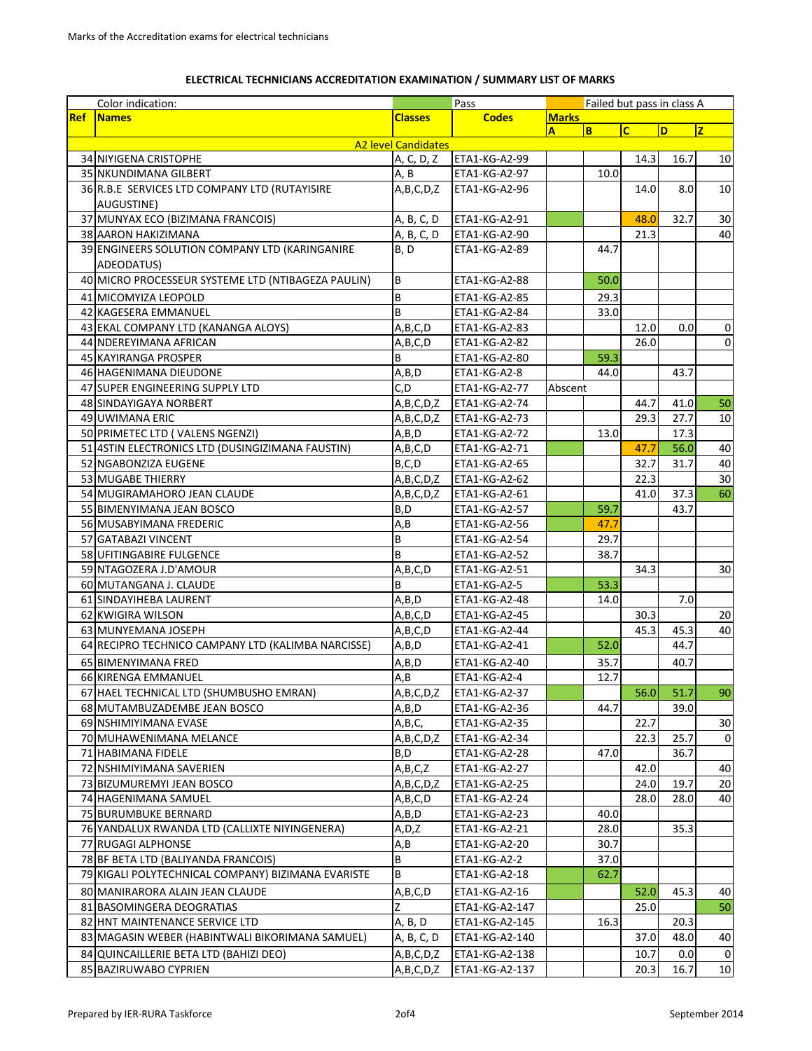Marks of the Accreditation exams for electrical technicians

**ELECTRICAL TECHNICIANS ACCREDITATION EXAMINATION / SUMMARY LIST OF MARKS**

| Color indication: | | | Pass | Failed but pass in class A | | | | |
|---|---|---|---|---|---|---|---|---|
| **Ref** | **Names** | **Classes** | **Codes** | **Marks** | | | | |
| | | | | **A** | **B** | **C** | **D** | **Z** |
| | A2 level Candidates | | | | | | | |
| 34 | NIYIGENA CRISTOPHE | A, C, D, Z | ETA1-KG-A2-99 | | | 14.3 | 16.7 | 10 |
| 35 | NKUNDIMANA GILBERT | A, B | ETA1-KG-A2-97 | | 10.0 | | | |
| 36 | R.B.E SERVICES LTD COMPANY LTD (RUTAYISIRE AUGUSTINE) | A,B,C,D,Z | ETA1-KG-A2-96 | | | 14.0 | 8.0 | 10 |
| 37 | MUNYAX ECO (BIZIMANA FRANCOIS) | A, B, C, D | ETA1-KG-A2-91 | | | 48.0 | 32.7 | 30 |
| 38 | AARON HAKIZIMANA | A, B, C, D | ETA1-KG-A2-90 | | | 21.3 | | 40 |
| 39 | ENGINEERS SOLUTION COMPANY LTD (KARINGANIRE ADEODATUS) | B, D | ETA1-KG-A2-89 | | 44.7 | | | |
| 40 | MICRO PROCESSEUR SYSTEME LTD (NTIBAGEZA PAULIN) | B | ETA1-KG-A2-88 | | 50.0 | | | |
| 41 | MICOMYIZA LEOPOLD | B | ETA1-KG-A2-85 | | 29.3 | | | |
| 42 | KAGESERA EMMANUEL | B | ETA1-KG-A2-84 | | 33.0 | | | |
| 43 | EKAL COMPANY LTD (KANANGA ALOYS) | A,B,C,D | ETA1-KG-A2-83 | | | 12.0 | 0.0 | 0 |
| 44 | NDEREYIMANA AFRICAN | A,B,C,D | ETA1-KG-A2-82 | | | 26.0 | | 0 |
| 45 | KAYIRANGA PROSPER | B | ETA1-KG-A2-80 | | 59.3 | | | |
| 46 | HAGENIMANA DIEUDONE | A,B,D | ETA1-KG-A2-8 | | 44.0 | | 43.7 | |
| 47 | SUPER ENGINEERING SUPPLY LTD | C,D | ETA1-KG-A2-77 | Abscent | | | | |
| 48 | SINDAYIGAYA NORBERT | A,B,C,D,Z | ETA1-KG-A2-74 | | | 44.7 | 41.0 | 50 |
| 49 | UWIMANA ERIC | A,B,C,D,Z | ETA1-KG-A2-73 | | | 29.3 | 27.7 | 10 |
| 50 | PRIMETEC LTD ( VALENS NGENZI) | A,B,D | ETA1-KG-A2-72 | | 13.0 | | 17.3 | |
| 51 | 4STIN ELECTRONICS LTD (DUSINGIZIMANA FAUSTIN) | A,B,C,D | ETA1-KG-A2-71 | | | 47.7 | 56.0 | 40 |
| 52 | NGABONZIZA EUGENE | B,C,D | ETA1-KG-A2-65 | | | 32.7 | 31.7 | 40 |
| 53 | MUGABE THIERRY | A,B,C,D,Z | ETA1-KG-A2-62 | | | 22.3 | | 30 |
| 54 | MUGIRAMAHORO JEAN CLAUDE | A,B,C,D,Z | ETA1-KG-A2-61 | | | 41.0 | 37.3 | 60 |
| 55 | BIMENYIMANA JEAN BOSCO | B,D | ETA1-KG-A2-57 | | 59.7 | | 43.7 | |
| 56 | MUSABYIMANA FREDERIC | A,B | ETA1-KG-A2-56 | | 47.7 | | | |
| 57 | GATABAZI VINCENT | B | ETA1-KG-A2-54 | | 29.7 | | | |
| 58 | UFITINGABIRE FULGENCE | B | ETA1-KG-A2-52 | | 38.7 | | | |
| 59 | NTAGOZERA J.D'AMOUR | A,B,C,D | ETA1-KG-A2-51 | | | 34.3 | | 30 |
| 60 | MUTANGANA J. CLAUDE | B | ETA1-KG-A2-5 | | 53.3 | | | |
| 61 | SINDAYIHEBA LAURENT | A,B,D | ETA1-KG-A2-48 | | 14.0 | | 7.0 | |
| 62 | KWIGIRA WILSON | A,B,C,D | ETA1-KG-A2-45 | | | 30.3 | | 20 |
| 63 | MUNYEMANA JOSEPH | A,B,C,D | ETA1-KG-A2-44 | | | 45.3 | 45.3 | 40 |
| 64 | RECIPRO TECHNICO CAMPANY LTD (KALIMBA NARCISSE) | A,B,D | ETA1-KG-A2-41 | | 52.0 | | 44.7 | |
| 65 | BIMENYIMANA FRED | A,B,D | ETA1-KG-A2-40 | | 35.7 | | 40.7 | |
| 66 | KIRENGA EMMANUEL | A,B | ETA1-KG-A2-4 | | 12.7 | | | |
| 67 | HAEL TECHNICAL LTD (SHUMBUSHO EMRAN) | A,B,C,D,Z | ETA1-KG-A2-37 | | | 56.0 | 51.7 | 90 |
| 68 | MUTAMBUZADEMBE JEAN BOSCO | A,B,D | ETA1-KG-A2-36 | | 44.7 | | 39.0 | |
| 69 | NSHIMIYIMANA EVASE | A,B,C, | ETA1-KG-A2-35 | | | 22.7 | | 30 |
| 70 | MUHAWENIMANA MELANCE | A,B,C,D,Z | ETA1-KG-A2-34 | | | 22.3 | 25.7 | 0 |
| 71 | HABIMANA FIDELE | B,D | ETA1-KG-A2-28 | | 47.0 | | 36.7 | |
| 72 | NSHIMIYIMANA SAVERIEN | A,B,C,Z | ETA1-KG-A2-27 | | | 42.0 | | 40 |
| 73 | BIZUMUREMYI JEAN BOSCO | A,B,C,D,Z | ETA1-KG-A2-25 | | | 24.0 | 19.7 | 20 |
| 74 | HAGENIMANA SAMUEL | A,B,C,D | ETA1-KG-A2-24 | | | 28.0 | 28.0 | 40 |
| 75 | BURUMBUKE BERNARD | A,B,D | ETA1-KG-A2-23 | | 40.0 | | | |
| 76 | YANDALUX RWANDA LTD (CALLIXTE NIYINGENERA) | A,D,Z | ETA1-KG-A2-21 | | 28.0 | | 35.3 | |
| 77 | RUGAGI ALPHONSE | A,B | ETA1-KG-A2-20 | | 30.7 | | | |
| 78 | BF BETA LTD (BALIYANDA FRANCOIS) | B | ETA1-KG-A2-2 | | 37.0 | | | |
| 79 | KIGALI POLYTECHNICAL COMPANY) BIZIMANA EVARISTE | B | ETA1-KG-A2-18 | | 62.7 | | | |
| 80 | MANIRARORA ALAIN JEAN CLAUDE | A,B,C,D | ETA1-KG-A2-16 | | | 52.0 | 45.3 | 40 |
| 81 | BASOMINGERA DEOGRATIAS | Z | ETA1-KG-A2-147 | | | 25.0 | | 50 |
| 82 | HNT MAINTENANCE SERVICE LTD | A, B, D | ETA1-KG-A2-145 | | 16.3 | | 20.3 | |
| 83 | MAGASIN WEBER (HABINTWALI BIKORIMANA SAMUEL) | A, B, C, D | ETA1-KG-A2-140 | | | 37.0 | 48.0 | 40 |
| 84 | QUINCAILLERIE BETA LTD (BAHIZI DEO) | A,B,C,D,Z | ETA1-KG-A2-138 | | | 10.7 | 0.0 | 0 |
| 85 | BAZIRUWABO CYPRIEN | A,B,C,D,Z | ETA1-KG-A2-137 | | | 20.3 | 16.7 | 10 |

Prepared by IER-RURA Taskforce — September 2014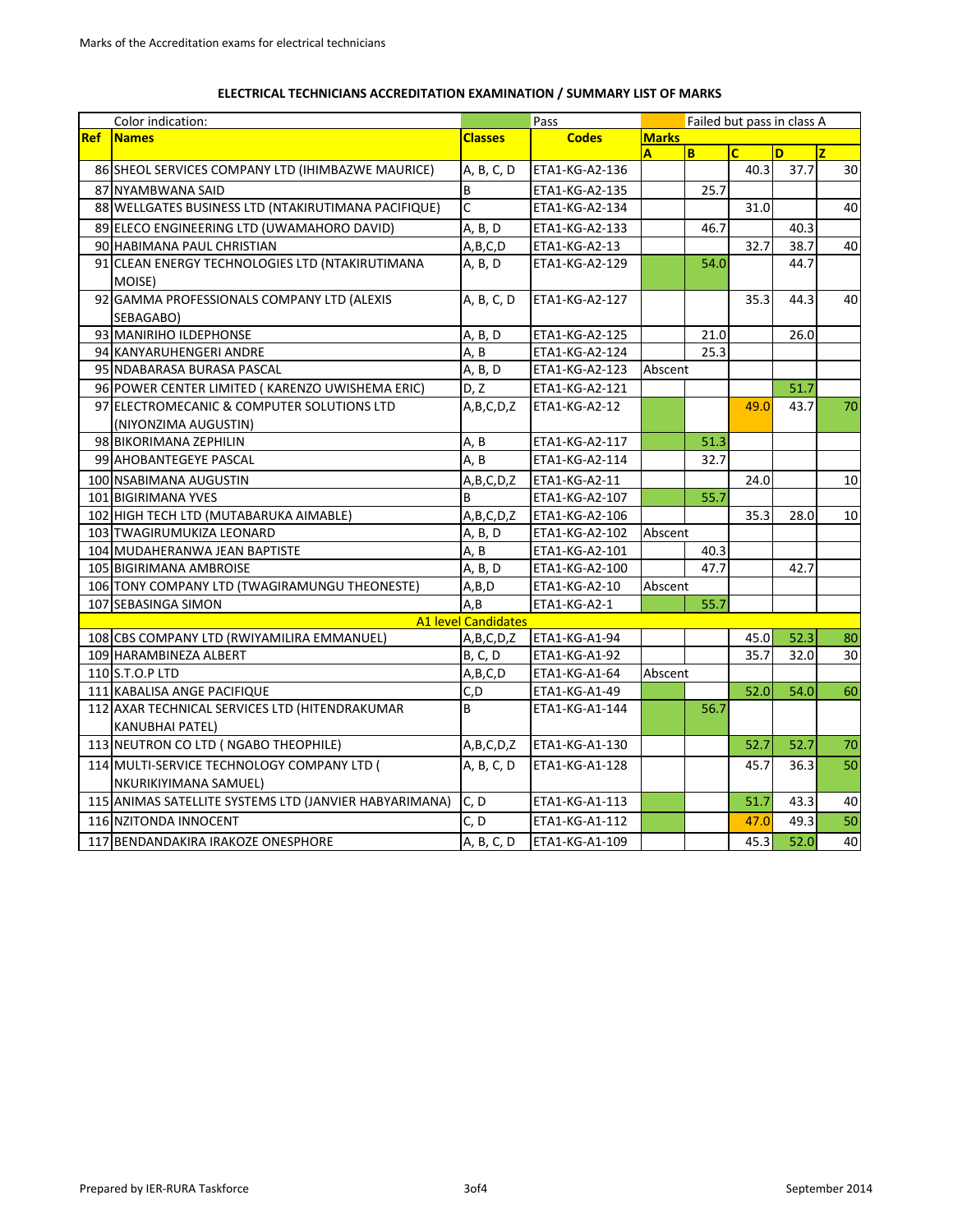## ELECTRICAL TECHNICIANS ACCREDITATION EXAMINATION / SUMMARY LIST OF MARKS

| Color indication: | | | Pass | Failed but pass in class A | | | | |
|---|---|---|---|---|---|---|---|---|
| **Ref** | **Names** | **Classes** | **Codes** | **Marks** | | | | |
| | | | | **A** | **B** | **C** | **D** | **Z** |
| 86 | SHEOL SERVICES COMPANY LTD (IHIMBAZWE MAURICE) | A, B, C, D | ETA1-KG-A2-136 | | | 40.3 | 37.7 | 30 |
| 87 | NYAMBWANA SAID | B | ETA1-KG-A2-135 | | 25.7 | | | |
| 88 | WELLGATES BUSINESS LTD (NTAKIRUTIMANA PACIFIQUE) | C | ETA1-KG-A2-134 | | | 31.0 | | 40 |
| 89 | ELECO ENGINEERING LTD (UWAMAHORO DAVID) | A, B, D | ETA1-KG-A2-133 | | 46.7 | | 40.3 | |
| 90 | HABIMANA PAUL CHRISTIAN | A,B,C,D | ETA1-KG-A2-13 | | | 32.7 | 38.7 | 40 |
| 91 | CLEAN ENERGY TECHNOLOGIES LTD (NTAKIRUTIMANA MOISE) | A, B, D | ETA1-KG-A2-129 | | 54.0 | | 44.7 | |
| 92 | GAMMA PROFESSIONALS COMPANY LTD (ALEXIS SEBAGABO) | A, B, C, D | ETA1-KG-A2-127 | | | 35.3 | 44.3 | 40 |
| 93 | MANIRIHO ILDEPHONSE | A, B, D | ETA1-KG-A2-125 | | 21.0 | | 26.0 | |
| 94 | KANYARUHENGERI ANDRE | A, B | ETA1-KG-A2-124 | | 25.3 | | | |
| 95 | NDABARASA BURASA PASCAL | A, B, D | ETA1-KG-A2-123 | Abscent | | | | |
| 96 | POWER CENTER LIMITED ( KARENZO UWISHEMA ERIC) | D, Z | ETA1-KG-A2-121 | | | | 51.7 | |
| 97 | ELECTROMECANIC & COMPUTER SOLUTIONS LTD (NIYONZIMA AUGUSTIN) | A,B,C,D,Z | ETA1-KG-A2-12 | | | 49.0 | 43.7 | 70 |
| 98 | BIKORIMANA ZEPHILIN | A, B | ETA1-KG-A2-117 | | 51.3 | | | |
| 99 | AHOBANTEGEYE PASCAL | A, B | ETA1-KG-A2-114 | | 32.7 | | | |
| 100 | NSABIMANA AUGUSTIN | A,B,C,D,Z | ETA1-KG-A2-11 | | | 24.0 | | 10 |
| 101 | BIGIRIMANA YVES | B | ETA1-KG-A2-107 | | 55.7 | | | |
| 102 | HIGH TECH LTD (MUTABARUKA AIMABLE) | A,B,C,D,Z | ETA1-KG-A2-106 | | | 35.3 | 28.0 | 10 |
| 103 | TWAGIRUMUKIZA LEONARD | A, B, D | ETA1-KG-A2-102 | Abscent | | | | |
| 104 | MUDAHERANWA JEAN BAPTISTE | A, B | ETA1-KG-A2-101 | | 40.3 | | | |
| 105 | BIGIRIMANA AMBROISE | A, B, D | ETA1-KG-A2-100 | | 47.7 | | 42.7 | |
| 106 | TONY COMPANY LTD (TWAGIRAMUNGU THEONESTE) | A,B,D | ETA1-KG-A2-10 | Abscent | | | | |
| 107 | SEBASINGA SIMON | A,B | ETA1-KG-A2-1 | | 55.7 | | | |
| | **A1 level Candidates** | | | | | | | |
| 108 | CBS COMPANY LTD (RWIYAMILIRA EMMANUEL) | A,B,C,D,Z | ETA1-KG-A1-94 | | | 45.0 | 52.3 | 80 |
| 109 | HARAMBINEZA ALBERT | B, C, D | ETA1-KG-A1-92 | | | 35.7 | 32.0 | 30 |
| 110 | S.T.O.P LTD | A,B,C,D | ETA1-KG-A1-64 | Abscent | | | | |
| 111 | KABALISA ANGE PACIFIQUE | C,D | ETA1-KG-A1-49 | | | 52.0 | 54.0 | 60 |
| 112 | AXAR TECHNICAL SERVICES LTD (HITENDRAKUMAR KANUBHAI PATEL) | B | ETA1-KG-A1-144 | | 56.7 | | | |
| 113 | NEUTRON CO LTD ( NGABO THEOPHILE) | A,B,C,D,Z | ETA1-KG-A1-130 | | | 52.7 | 52.7 | 70 |
| 114 | MULTI-SERVICE TECHNOLOGY COMPANY LTD ( NKURIKIYIMANA SAMUEL) | A, B, C, D | ETA1-KG-A1-128 | | | 45.7 | 36.3 | 50 |
| 115 | ANIMAS SATELLITE SYSTEMS LTD (JANVIER HABYARIMANA) | C, D | ETA1-KG-A1-113 | | | 51.7 | 43.3 | 40 |
| 116 | NZITONDA INNOCENT | C, D | ETA1-KG-A1-112 | | | 47.0 | 49.3 | 50 |
| 117 | BENDANDAKIRA IRAKOZE ONESPHORE | A, B, C, D | ETA1-KG-A1-109 | | | 45.3 | 52.0 | 40 |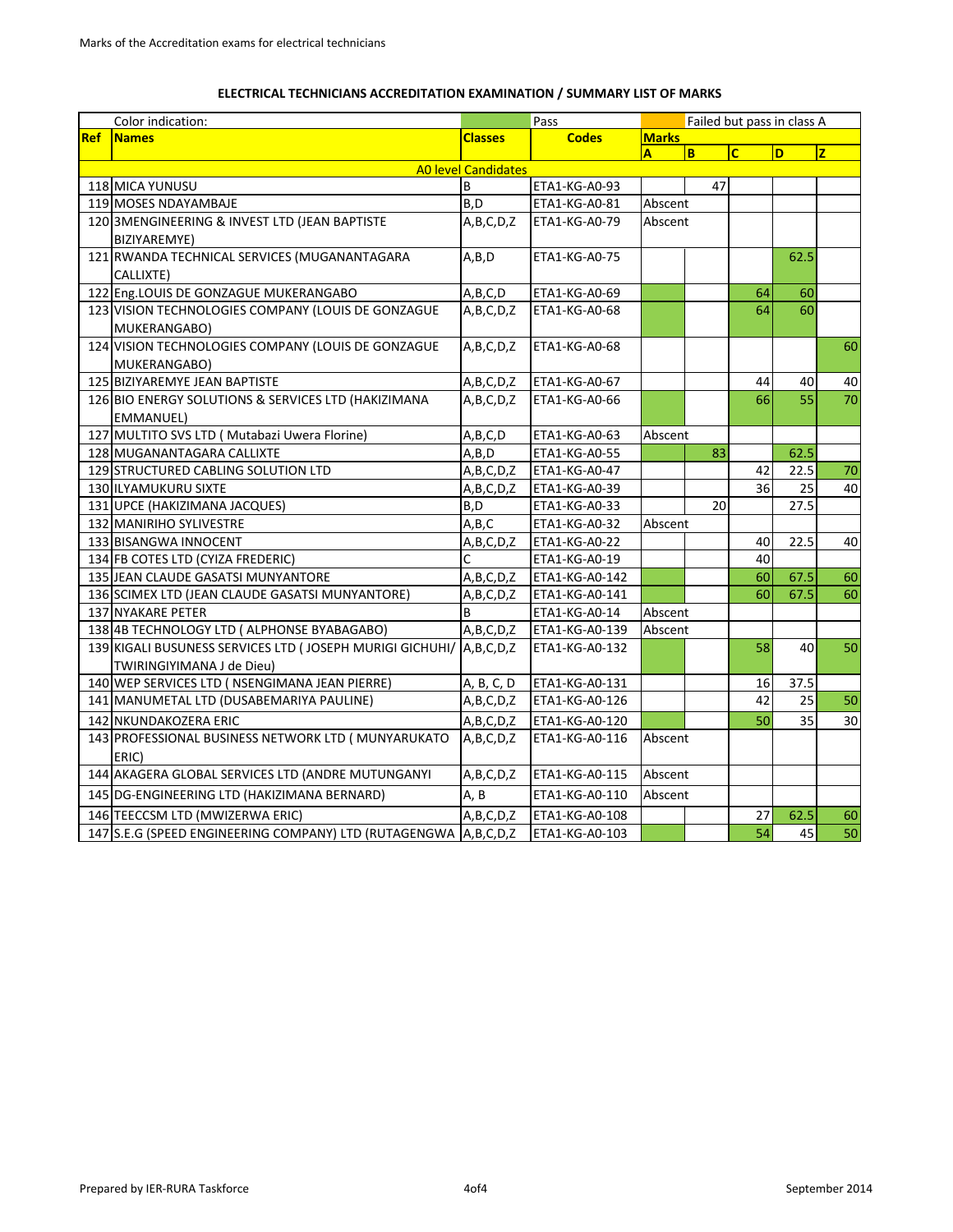## ELECTRICAL TECHNICIANS ACCREDITATION EXAMINATION / SUMMARY LIST OF MARKS

| Ref | Names | Classes | Codes | Marks A | B | C | D | Z |
|---|---|---|---|---|---|---|---|---|
| | Color indication: | | Pass | Failed but pass in class A | | | | |
| | **A0 level Candidates** | | | | | | | |
| 118 | MICA YUNUSU | B | ETA1-KG-A0-93 | | 47 | | | |
| 119 | MOSES NDAYAMBAJE | B,D | ETA1-KG-A0-81 | Abscent | | | | |
| 120 | 3MENGINEERING & INVEST LTD (JEAN BAPTISTE BIZIYAREMYE) | A,B,C,D,Z | ETA1-KG-A0-79 | Abscent | | | | |
| 121 | RWANDA TECHNICAL SERVICES (MUGANANTAGARA CALLIXTE) | A,B,D | ETA1-KG-A0-75 | | | | 62.5 | |
| 122 | Eng.LOUIS DE GONZAGUE MUKERANGABO | A,B,C,D | ETA1-KG-A0-69 | | | 64 | 60 | |
| 123 | VISION TECHNOLOGIES COMPANY (LOUIS DE GONZAGUE MUKERANGABO) | A,B,C,D,Z | ETA1-KG-A0-68 | | | 64 | 60 | |
| 124 | VISION TECHNOLOGIES COMPANY (LOUIS DE GONZAGUE MUKERANGABO) | A,B,C,D,Z | ETA1-KG-A0-68 | | | | | 60 |
| 125 | BIZIYAREMYE JEAN BAPTISTE | A,B,C,D,Z | ETA1-KG-A0-67 | | | 44 | 40 | 40 |
| 126 | BIO ENERGY SOLUTIONS & SERVICES LTD (HAKIZIMANA EMMANUEL) | A,B,C,D,Z | ETA1-KG-A0-66 | | | 66 | 55 | 70 |
| 127 | MULTITO SVS LTD ( Mutabazi Uwera Florine) | A,B,C,D | ETA1-KG-A0-63 | Abscent | | | | |
| 128 | MUGANANTAGARA CALLIXTE | A,B,D | ETA1-KG-A0-55 | | 83 | | 62.5 | |
| 129 | STRUCTURED CABLING SOLUTION LTD | A,B,C,D,Z | ETA1-KG-A0-47 | | | 42 | 22.5 | 70 |
| 130 | ILYAMUKURU SIXTE | A,B,C,D,Z | ETA1-KG-A0-39 | | | 36 | 25 | 40 |
| 131 | UPCE (HAKIZIMANA JACQUES) | B,D | ETA1-KG-A0-33 | | 20 | | 27.5 | |
| 132 | MANIRIHO SYLIVESTRE | A,B,C | ETA1-KG-A0-32 | Abscent | | | | |
| 133 | BISANGWA INNOCENT | A,B,C,D,Z | ETA1-KG-A0-22 | | | 40 | 22.5 | 40 |
| 134 | FB COTES LTD (CYIZA FREDERIC) | C | ETA1-KG-A0-19 | | | 40 | | |
| 135 | JEAN CLAUDE GASATSI MUNYANTORE | A,B,C,D,Z | ETA1-KG-A0-142 | | | 60 | 67.5 | 60 |
| 136 | SCIMEX LTD (JEAN CLAUDE GASATSI MUNYANTORE) | A,B,C,D,Z | ETA1-KG-A0-141 | | | 60 | 67.5 | 60 |
| 137 | NYAKARE PETER | B | ETA1-KG-A0-14 | Abscent | | | | |
| 138 | 4B TECHNOLOGY LTD ( ALPHONSE BYABAGABO) | A,B,C,D,Z | ETA1-KG-A0-139 | Abscent | | | | |
| 139 | KIGALI BUSUNESS SERVICES LTD ( JOSEPH MURIGI GICHUHI/ TWIRINGIYIMANA J de Dieu) | A,B,C,D,Z | ETA1-KG-A0-132 | | | 58 | 40 | 50 |
| 140 | WEP SERVICES LTD ( NSENGIMANA JEAN PIERRE) | A, B, C, D | ETA1-KG-A0-131 | | | 16 | 37.5 | |
| 141 | MANUMETAL LTD (DUSABEMARIYA PAULINE) | A,B,C,D,Z | ETA1-KG-A0-126 | | | 42 | 25 | 50 |
| 142 | NKUNDAKOZERA ERIC | A,B,C,D,Z | ETA1-KG-A0-120 | | | 50 | 35 | 30 |
| 143 | PROFESSIONAL BUSINESS NETWORK LTD ( MUNYARUKATO ERIC) | A,B,C,D,Z | ETA1-KG-A0-116 | Abscent | | | | |
| 144 | AKAGERA GLOBAL SERVICES LTD (ANDRE MUTUNGANYI | A,B,C,D,Z | ETA1-KG-A0-115 | Abscent | | | | |
| 145 | DG-ENGINEERING LTD (HAKIZIMANA BERNARD) | A, B | ETA1-KG-A0-110 | Abscent | | | | |
| 146 | TEECCSM LTD (MWIZERWA ERIC) | A,B,C,D,Z | ETA1-KG-A0-108 | | | 27 | 62.5 | 60 |
| 147 | S.E.G (SPEED ENGINEERING COMPANY) LTD (RUTAGENGWA | A,B,C,D,Z | ETA1-KG-A0-103 | | | 54 | 45 | 50 |